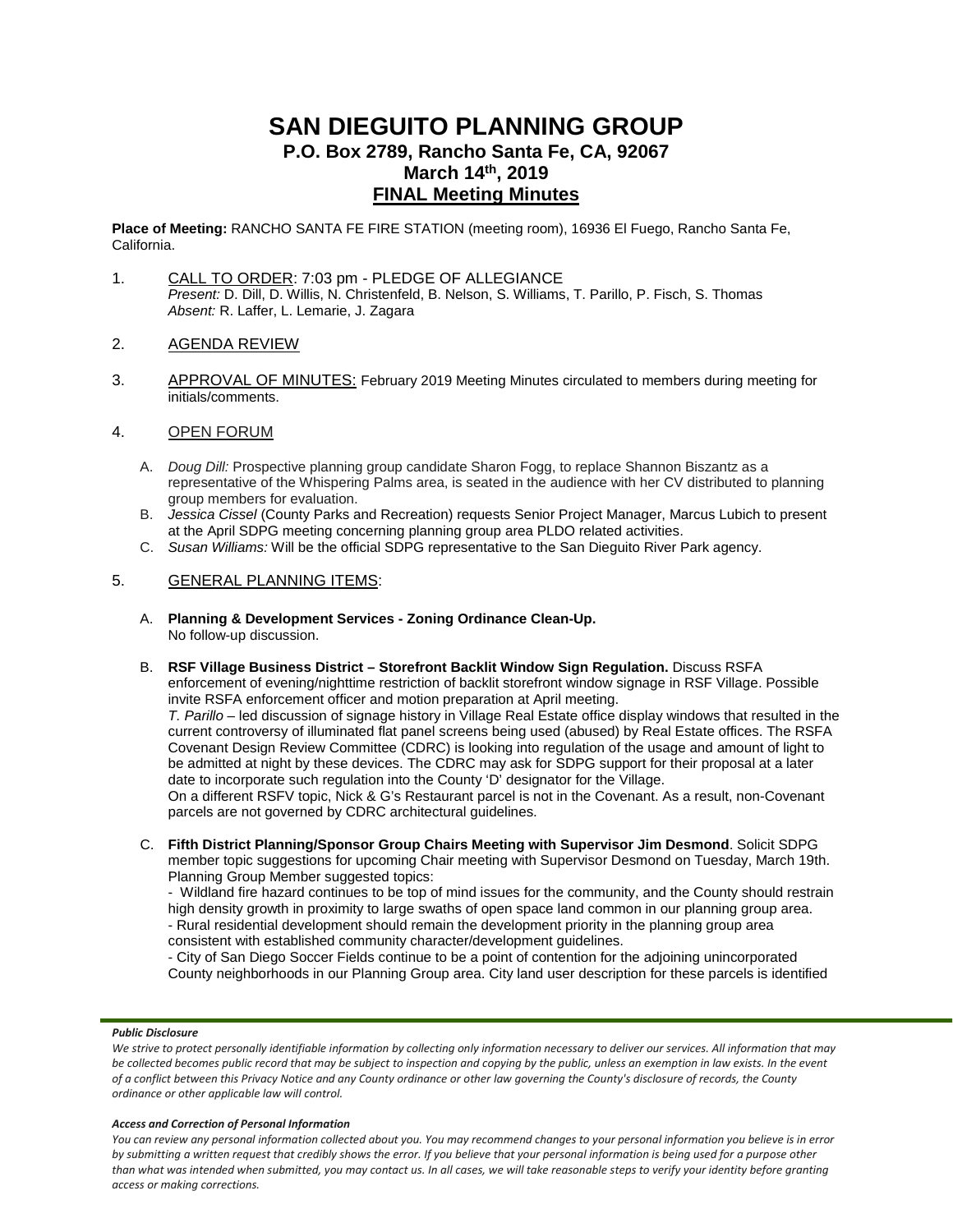# SAN DIEGUITO PLANNING GROUP

## P.O. Box 2789, Rancho Santa Fe, CA, 92067

## March 14th, 2019

## FINAL Meeting Minutes

**Place of Meeting:** RANCHO SANTA FE FIRE STATION (meeting room), 16936 El Fuego, Rancho Santa Fe, California.

1. CALL TO ORDER: 7:03 pm - PLEDGE OF ALLEGIANCE
   *Present:* D. Dill, D. Willis, N. Christenfeld, B. Nelson, S. Williams, T. Parillo, P. Fisch, S. Thomas
   *Absent:* R. Laffer, L. Lemarie, J. Zagara

2. AGENDA REVIEW

3. APPROVAL OF MINUTES: February 2019 Meeting Minutes circulated to members during meeting for initials/comments.

4. OPEN FORUM

   A. *Doug Dill:* Prospective planning group candidate Sharon Fogg, to replace Shannon Biszantz as a representative of the Whispering Palms area, is seated in the audience with her CV distributed to planning group members for evaluation.
   B. *Jessica Cissel* (County Parks and Recreation) requests Senior Project Manager, Marcus Lubich to present at the April SDPG meeting concerning planning group area PLDO related activities.
   C. *Susan Williams:* Will be the official SDPG representative to the San Dieguito River Park agency.

5. GENERAL PLANNING ITEMS:

   A. **Planning & Development Services - Zoning Ordinance Clean-Up.**
   No follow-up discussion.

   B. **RSF Village Business District – Storefront Backlit Window Sign Regulation.** Discuss RSFA enforcement of evening/nighttime restriction of backlit storefront window signage in RSF Village. Possible invite RSFA enforcement officer and motion preparation at April meeting.
   *T. Parillo* – led discussion of signage history in Village Real Estate office display windows that resulted in the current controversy of illuminated flat panel screens being used (abused) by Real Estate offices. The RSFA Covenant Design Review Committee (CDRC) is looking into regulation of the usage and amount of light to be admitted at night by these devices. The CDRC may ask for SDPG support for their proposal at a later date to incorporate such regulation into the County 'D' designator for the Village.
   On a different RSFV topic, Nick & G's Restaurant parcel is not in the Covenant. As a result, non-Covenant parcels are not governed by CDRC architectural guidelines.

   C. **Fifth District Planning/Sponsor Group Chairs Meeting with Supervisor Jim Desmond**. Solicit SDPG member topic suggestions for upcoming Chair meeting with Supervisor Desmond on Tuesday, March 19th.
   Planning Group Member suggested topics:
   - Wildland fire hazard continues to be top of mind issues for the community, and the County should restrain high density growth in proximity to large swaths of open space land common in our planning group area.
   - Rural residential development should remain the development priority in the planning group area consistent with established community character/development guidelines.
   - City of San Diego Soccer Fields continue to be a point of contention for the adjoining unincorporated County neighborhoods in our Planning Group area. City land user description for these parcels is identified

***Public Disclosure***

*We strive to protect personally identifiable information by collecting only information necessary to deliver our services. All information that may be collected becomes public record that may be subject to inspection and copying by the public, unless an exemption in law exists. In the event of a conflict between this Privacy Notice and any County ordinance or other law governing the County's disclosure of records, the County ordinance or other applicable law will control.*

***Access and Correction of Personal Information***

*You can review any personal information collected about you. You may recommend changes to your personal information you believe is in error by submitting a written request that credibly shows the error. If you believe that your personal information is being used for a purpose other than what was intended when submitted, you may contact us. In all cases, we will take reasonable steps to verify your identity before granting access or making corrections.*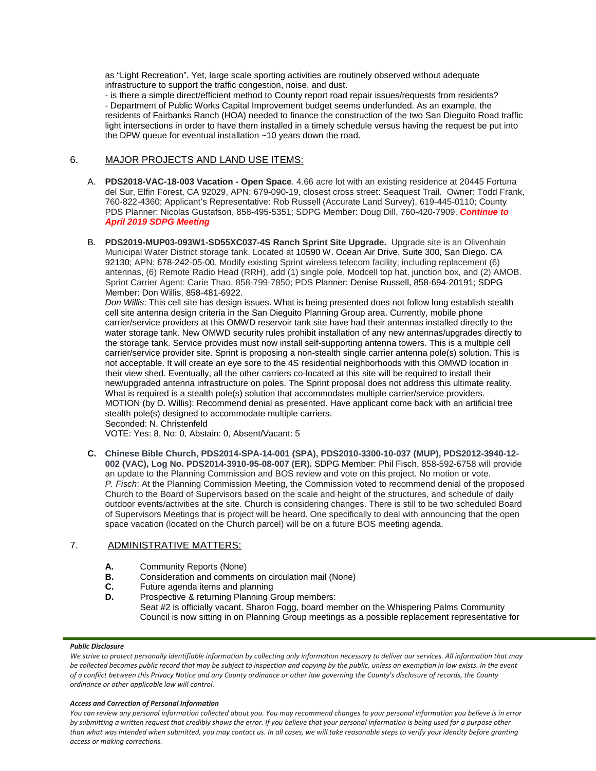as "Light Recreation". Yet, large scale sporting activities are routinely observed without adequate infrastructure to support the traffic congestion, noise, and dust.

- is there a simple direct/efficient method to County report road repair issues/requests from residents?
- Department of Public Works Capital Improvement budget seems underfunded. As an example, the residents of Fairbanks Ranch (HOA) needed to finance the construction of the two San Dieguito Road traffic light intersections in order to have them installed in a timely schedule versus having the request be put into the DPW queue for eventual installation ~10 years down the road.

6. MAJOR PROJECTS AND LAND USE ITEMS:

A. **PDS2018-VAC-18-003 Vacation - Open Space**. 4.66 acre lot with an existing residence at 20445 Fortuna del Sur, Elfin Forest, CA 92029, APN: 679-090-19, closest cross street: Seaquest Trail. Owner: Todd Frank, 760-822-4360; Applicant's Representative: Rob Russell (Accurate Land Survey), 619-445-0110; County PDS Planner: Nicolas Gustafson, 858-495-5351; SDPG Member: Doug Dill, 760-420-7909. ***Continue to April 2019 SDPG Meeting***

B. **PDS2019-MUP03-093W1-SD55XC037-4S Ranch Sprint Site Upgrade.** Upgrade site is an Olivenhain Municipal Water District storage tank. Located at 10590 W. Ocean Air Drive, Suite 300, San Diego. CA 92130; APN: 678-242-05-00. Modify existing Sprint wireless telecom facility; including replacement (6) antennas, (6) Remote Radio Head (RRH), add (1) single pole, Modcell top hat, junction box, and (2) AMOB. Sprint Carrier Agent: Carie Thao, 858-799-7850; PDS Planner: Denise Russell, 858-694-20191; SDPG Member: Don Willis, 858-481-6922.
*Don Willis*: This cell site has design issues. What is being presented does not follow long establish stealth cell site antenna design criteria in the San Dieguito Planning Group area. Currently, mobile phone carrier/service providers at this OMWD reservoir tank site have had their antennas installed directly to the water storage tank. New OMWD security rules prohibit installation of any new antennas/upgrades directly to the storage tank. Service provides must now install self-supporting antenna towers. This is a multiple cell carrier/service provider site. Sprint is proposing a non-stealth single carrier antenna pole(s) solution. This is not acceptable. It will create an eye sore to the 4S residential neighborhoods with this OMWD location in their view shed. Eventually, all the other carriers co-located at this site will be required to install their new/upgraded antenna infrastructure on poles. The Sprint proposal does not address this ultimate reality. What is required is a stealth pole(s) solution that accommodates multiple carrier/service providers.
MOTION (by D. Willis): Recommend denial as presented. Have applicant come back with an artificial tree stealth pole(s) designed to accommodate multiple carriers.
Seconded: N. Christenfeld
VOTE: Yes: 8, No: 0, Abstain: 0, Absent/Vacant: 5

**C. Chinese Bible Church, PDS2014-SPA-14-001 (SPA), PDS2010-3300-10-037 (MUP), PDS2012-3940-12-002 (VAC), Log No. PDS2014-3910-95-08-007 (ER).** SDPG Member: Phil Fisch, 858-592-6758 will provide an update to the Planning Commission and BOS review and vote on this project. No motion or vote.
*P. Fisch*: At the Planning Commission Meeting, the Commission voted to recommend denial of the proposed Church to the Board of Supervisors based on the scale and height of the structures, and schedule of daily outdoor events/activities at the site. Church is considering changes. There is still to be two scheduled Board of Supervisors Meetings that is project will be heard. One specifically to deal with announcing that the open space vacation (located on the Church parcel) will be on a future BOS meeting agenda.

7. ADMINISTRATIVE MATTERS:

**A.** Community Reports (None)
**B.** Consideration and comments on circulation mail (None)
**C.** Future agenda items and planning
**D.** Prospective & returning Planning Group members:
Seat #2 is officially vacant. Sharon Fogg, board member on the Whispering Palms Community Council is now sitting in on Planning Group meetings as a possible replacement representative for

***Public Disclosure***

*We strive to protect personally identifiable information by collecting only information necessary to deliver our services. All information that may be collected becomes public record that may be subject to inspection and copying by the public, unless an exemption in law exists. In the event of a conflict between this Privacy Notice and any County ordinance or other law governing the County's disclosure of records, the County ordinance or other applicable law will control.*

***Access and Correction of Personal Information***

*You can review any personal information collected about you. You may recommend changes to your personal information you believe is in error by submitting a written request that credibly shows the error. If you believe that your personal information is being used for a purpose other than what was intended when submitted, you may contact us. In all cases, we will take reasonable steps to verify your identity before granting access or making corrections.*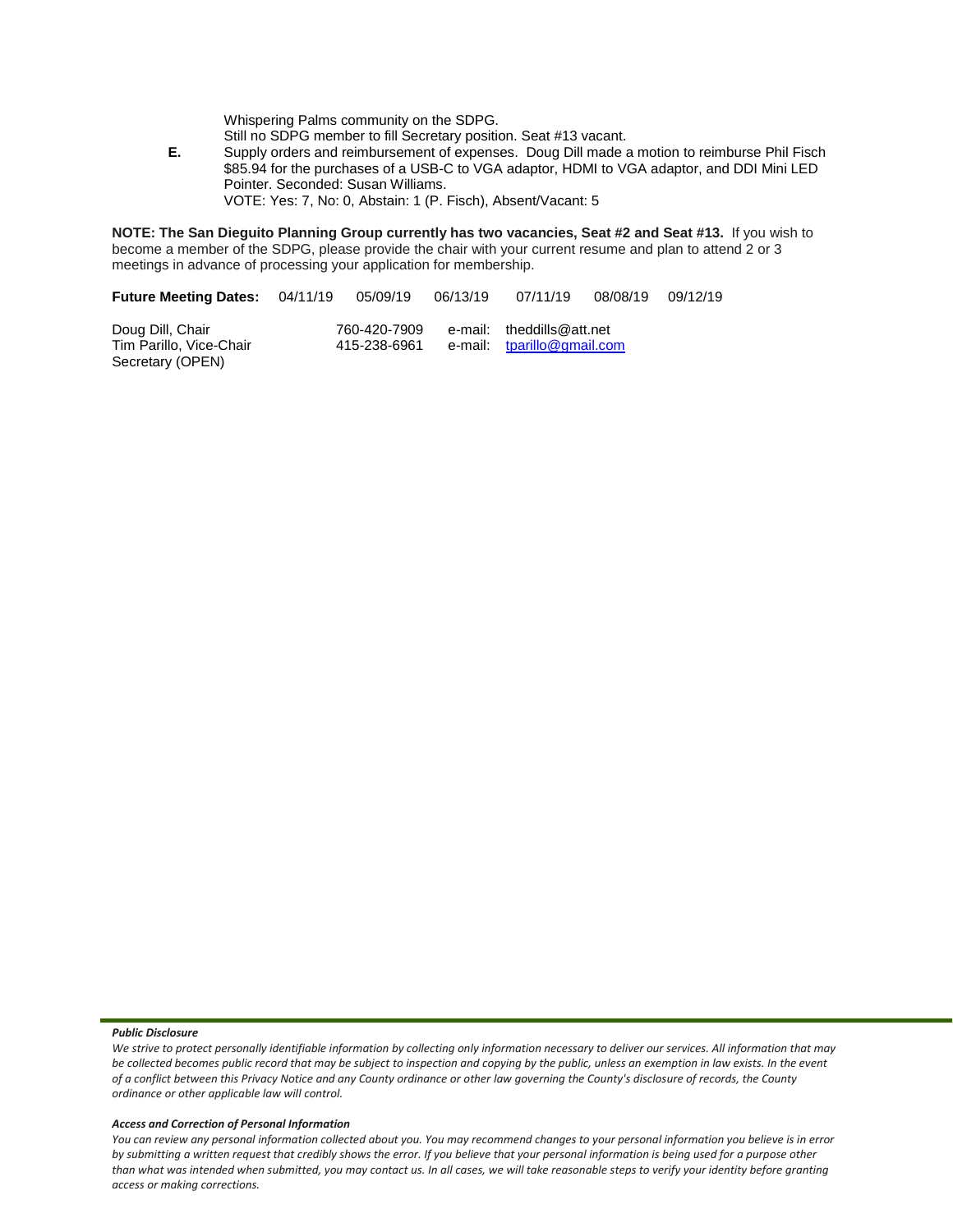Whispering Palms community on the SDPG.

Still no SDPG member to fill Secretary position. Seat #13 vacant.

**E.** Supply orders and reimbursement of expenses. Doug Dill made a motion to reimburse Phil Fisch $85.94 for the purchases of a USB-C to VGA adaptor, HDMI to VGA adaptor, and DDI Mini LED Pointer. Seconded: Susan Williams.

VOTE: Yes: 7, No: 0, Abstain: 1 (P. Fisch), Absent/Vacant: 5

**NOTE: The San Dieguito Planning Group currently has two vacancies, Seat #2 and Seat #13.** If you wish to become a member of the SDPG, please provide the chair with your current resume and plan to attend 2 or 3 meetings in advance of processing your application for membership.

**Future Meeting Dates:** 04/11/19 05/09/19 06/13/19 07/11/19 08/08/19 09/12/19

| | | |
|---|---|---|
| Doug Dill, Chair | 760-420-7909 | e-mail: theddills@att.net |
| Tim Parillo, Vice-Chair | 415-238-6961 | e-mail: tparillo@gmail.com |
| Secretary (OPEN) | | |

***Public Disclosure***

*We strive to protect personally identifiable information by collecting only information necessary to deliver our services. All information that may be collected becomes public record that may be subject to inspection and copying by the public, unless an exemption in law exists. In the event of a conflict between this Privacy Notice and any County ordinance or other law governing the County's disclosure of records, the County ordinance or other applicable law will control.*

***Access and Correction of Personal Information***

*You can review any personal information collected about you. You may recommend changes to your personal information you believe is in error by submitting a written request that credibly shows the error. If you believe that your personal information is being used for a purpose other than what was intended when submitted, you may contact us. In all cases, we will take reasonable steps to verify your identity before granting access or making corrections.*